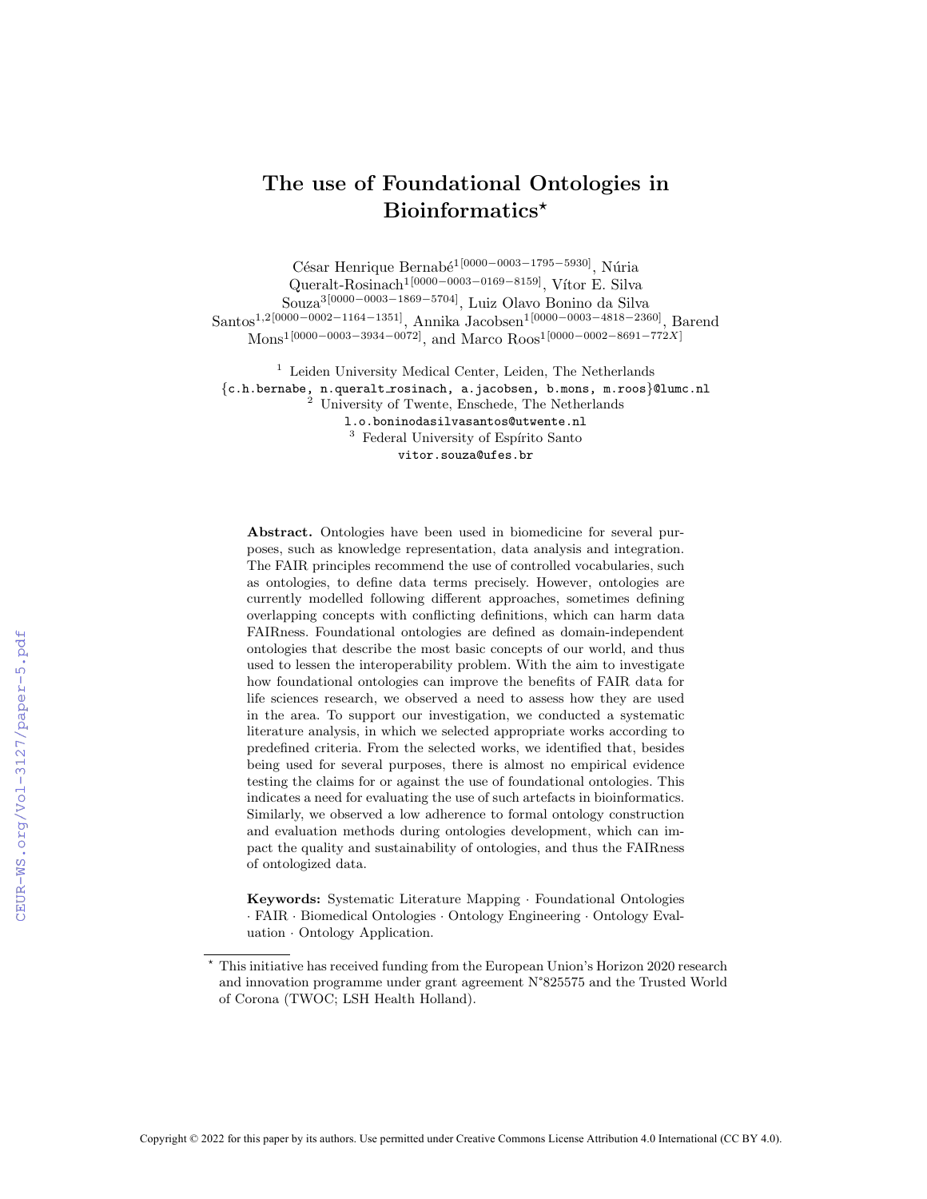# The use of Foundational Ontologies in Bioinformatics*

César Henrique Bernabé[1[0000−0003−1795−5930]], Núria Queralt-Rosinach[1[0000−0003−0169−8159]], Vítor E. Silva Souza[3[0000−0003−1869−5704]], Luiz Olavo Bonino da Silva Santos[1,2[0000−0002−1164−1351]], Annika Jacobsen[1[0000−0003−4818−2360]], Barend Mons[1[0000−0003−3934−0072]], and Marco Roos[1[0000−0002−8691−772X]]

[1] Leiden University Medical Center, Leiden, The Netherlands
{c.h.bernabe, n.queralt_rosinach, a.jacobsen, b.mons, m.roos}@lumc.nl
[2] University of Twente, Enschede, The Netherlands
l.o.boninodasilvasantos@utwente.nl
[3] Federal University of Espírito Santo
vitor.souza@ufes.br

**Abstract.** Ontologies have been used in biomedicine for several purposes, such as knowledge representation, data analysis and integration. The FAIR principles recommend the use of controlled vocabularies, such as ontologies, to define data terms precisely. However, ontologies are currently modelled following different approaches, sometimes defining overlapping concepts with conflicting definitions, which can harm data FAIRness. Foundational ontologies are defined as domain-independent ontologies that describe the most basic concepts of our world, and thus used to lessen the interoperability problem. With the aim to investigate how foundational ontologies can improve the benefits of FAIR data for life sciences research, we observed a need to assess how they are used in the area. To support our investigation, we conducted a systematic literature analysis, in which we selected appropriate works according to predefined criteria. From the selected works, we identified that, besides being used for several purposes, there is almost no empirical evidence testing the claims for or against the use of foundational ontologies. This indicates a need for evaluating the use of such artefacts in bioinformatics. Similarly, we observed a low adherence to formal ontology construction and evaluation methods during ontologies development, which can impact the quality and sustainability of ontologies, and thus the FAIRness of ontologized data.

**Keywords:** Systematic Literature Mapping · Foundational Ontologies · FAIR · Biomedical Ontologies · Ontology Engineering · Ontology Evaluation · Ontology Application.

* This initiative has received funding from the European Union's Horizon 2020 research and innovation programme under grant agreement N°825575 and the Trusted World of Corona (TWOC; LSH Health Holland).

Copyright © 2022 for this paper by its authors. Use permitted under Creative Commons License Attribution 4.0 International (CC BY 4.0).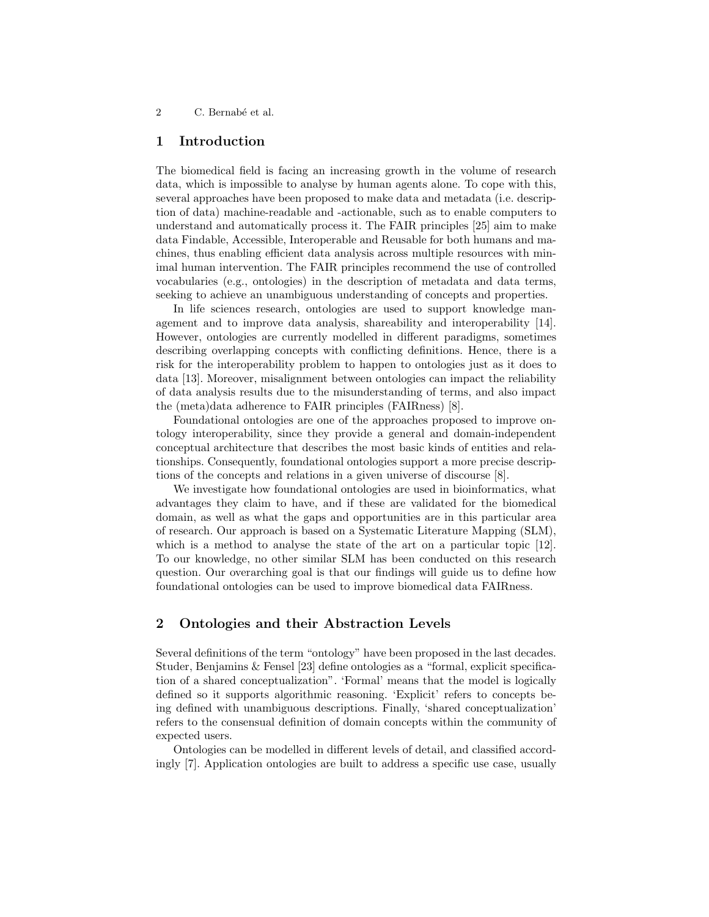## 1 Introduction

The biomedical field is facing an increasing growth in the volume of research data, which is impossible to analyse by human agents alone. To cope with this, several approaches have been proposed to make data and metadata (i.e. description of data) machine-readable and -actionable, such as to enable computers to understand and automatically process it. The FAIR principles [25] aim to make data Findable, Accessible, Interoperable and Reusable for both humans and machines, thus enabling efficient data analysis across multiple resources with minimal human intervention. The FAIR principles recommend the use of controlled vocabularies (e.g., ontologies) in the description of metadata and data terms, seeking to achieve an unambiguous understanding of concepts and properties.

In life sciences research, ontologies are used to support knowledge management and to improve data analysis, shareability and interoperability [14]. However, ontologies are currently modelled in different paradigms, sometimes describing overlapping concepts with conflicting definitions. Hence, there is a risk for the interoperability problem to happen to ontologies just as it does to data [13]. Moreover, misalignment between ontologies can impact the reliability of data analysis results due to the misunderstanding of terms, and also impact the (meta)data adherence to FAIR principles (FAIRness) [8].

Foundational ontologies are one of the approaches proposed to improve ontology interoperability, since they provide a general and domain-independent conceptual architecture that describes the most basic kinds of entities and relationships. Consequently, foundational ontologies support a more precise descriptions of the concepts and relations in a given universe of discourse [8].

We investigate how foundational ontologies are used in bioinformatics, what advantages they claim to have, and if these are validated for the biomedical domain, as well as what the gaps and opportunities are in this particular area of research. Our approach is based on a Systematic Literature Mapping (SLM), which is a method to analyse the state of the art on a particular topic [12]. To our knowledge, no other similar SLM has been conducted on this research question. Our overarching goal is that our findings will guide us to define how foundational ontologies can be used to improve biomedical data FAIRness.

## 2 Ontologies and their Abstraction Levels

Several definitions of the term "ontology" have been proposed in the last decades. Studer, Benjamins & Fensel [23] define ontologies as a "formal, explicit specification of a shared conceptualization". 'Formal' means that the model is logically defined so it supports algorithmic reasoning. 'Explicit' refers to concepts being defined with unambiguous descriptions. Finally, 'shared conceptualization' refers to the consensual definition of domain concepts within the community of expected users.

Ontologies can be modelled in different levels of detail, and classified accordingly [7]. Application ontologies are built to address a specific use case, usually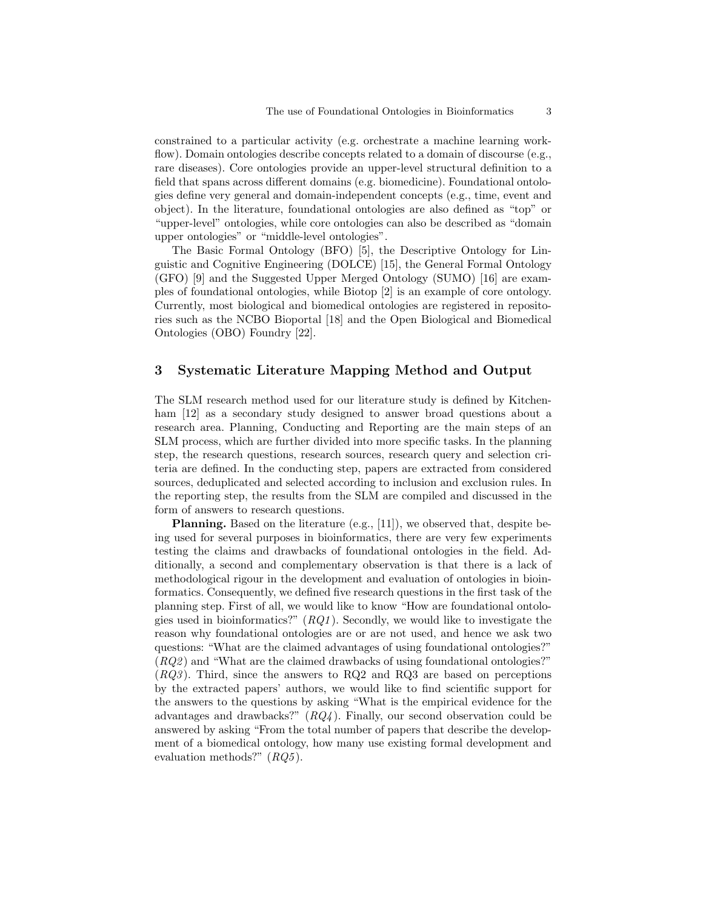constrained to a particular activity (e.g. orchestrate a machine learning workflow). Domain ontologies describe concepts related to a domain of discourse (e.g., rare diseases). Core ontologies provide an upper-level structural definition to a field that spans across different domains (e.g. biomedicine). Foundational ontologies define very general and domain-independent concepts (e.g., time, event and object). In the literature, foundational ontologies are also defined as "top" or "upper-level" ontologies, while core ontologies can also be described as "domain upper ontologies" or "middle-level ontologies".

The Basic Formal Ontology (BFO) [5], the Descriptive Ontology for Linguistic and Cognitive Engineering (DOLCE) [15], the General Formal Ontology (GFO) [9] and the Suggested Upper Merged Ontology (SUMO) [16] are examples of foundational ontologies, while Biotop [2] is an example of core ontology. Currently, most biological and biomedical ontologies are registered in repositories such as the NCBO Bioportal [18] and the Open Biological and Biomedical Ontologies (OBO) Foundry [22].

## 3 Systematic Literature Mapping Method and Output

The SLM research method used for our literature study is defined by Kitchenham [12] as a secondary study designed to answer broad questions about a research area. Planning, Conducting and Reporting are the main steps of an SLM process, which are further divided into more specific tasks. In the planning step, the research questions, research sources, research query and selection criteria are defined. In the conducting step, papers are extracted from considered sources, deduplicated and selected according to inclusion and exclusion rules. In the reporting step, the results from the SLM are compiled and discussed in the form of answers to research questions.

**Planning.** Based on the literature (e.g., [11]), we observed that, despite being used for several purposes in bioinformatics, there are very few experiments testing the claims and drawbacks of foundational ontologies in the field. Additionally, a second and complementary observation is that there is a lack of methodological rigour in the development and evaluation of ontologies in bioinformatics. Consequently, we defined five research questions in the first task of the planning step. First of all, we would like to know "How are foundational ontologies used in bioinformatics?" (*RQ1*). Secondly, we would like to investigate the reason why foundational ontologies are or are not used, and hence we ask two questions: "What are the claimed advantages of using foundational ontologies?" (*RQ2*) and "What are the claimed drawbacks of using foundational ontologies?" (*RQ3*). Third, since the answers to RQ2 and RQ3 are based on perceptions by the extracted papers' authors, we would like to find scientific support for the answers to the questions by asking "What is the empirical evidence for the advantages and drawbacks?" (*RQ4*). Finally, our second observation could be answered by asking "From the total number of papers that describe the development of a biomedical ontology, how many use existing formal development and evaluation methods?" (*RQ5*).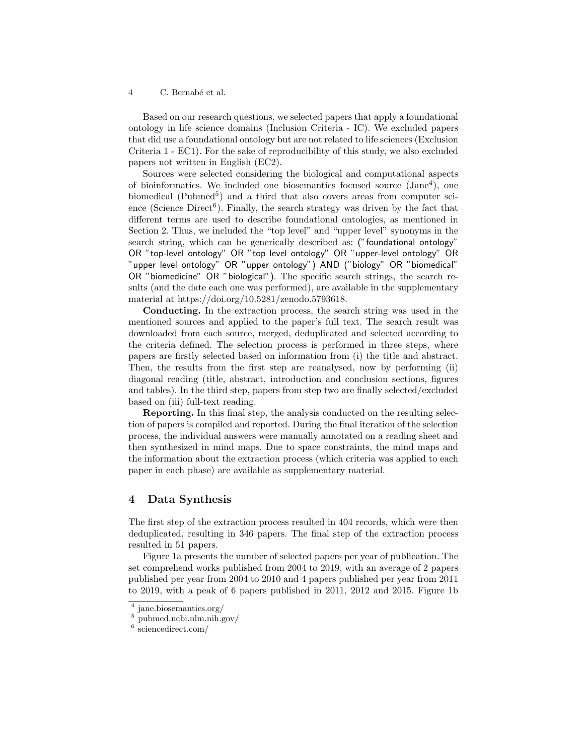Based on our research questions, we selected papers that apply a foundational ontology in life science domains (Inclusion Criteria - IC). We excluded papers that did use a foundational ontology but are not related to life sciences (Exclusion Criteria 1 - EC1). For the sake of reproducibility of this study, we also excluded papers not written in English (EC2).

Sources were selected considering the biological and computational aspects of bioinformatics. We included one biosemantics focused source (Jane[4]), one biomedical (Pubmed[5]) and a third that also covers areas from computer science (Science Direct[6]). Finally, the search strategy was driven by the fact that different terms are used to describe foundational ontologies, as mentioned in Section 2. Thus, we included the "top level" and "upper level" synonyms in the search string, which can be generically described as: ("foundational ontology" OR "top-level ontology" OR "top level ontology" OR "upper-level ontology" OR "upper level ontology" OR "upper ontology") AND ("biology" OR "biomedical" OR "biomedicine" OR "biological"). The specific search strings, the search results (and the date each one was performed), are available in the supplementary material at https://doi.org/10.5281/zenodo.5793618.

**Conducting.** In the extraction process, the search string was used in the mentioned sources and applied to the paper's full text. The search result was downloaded from each source, merged, deduplicated and selected according to the criteria defined. The selection process is performed in three steps, where papers are firstly selected based on information from (i) the title and abstract. Then, the results from the first step are reanalysed, now by performing (ii) diagonal reading (title, abstract, introduction and conclusion sections, figures and tables). In the third step, papers from step two are finally selected/excluded based on (iii) full-text reading.

**Reporting.** In this final step, the analysis conducted on the resulting selection of papers is compiled and reported. During the final iteration of the selection process, the individual answers were manually annotated on a reading sheet and then synthesized in mind maps. Due to space constraints, the mind maps and the information about the extraction process (which criteria was applied to each paper in each phase) are available as supplementary material.

## 4 Data Synthesis

The first step of the extraction process resulted in 404 records, which were then deduplicated, resulting in 346 papers. The final step of the extraction process resulted in 51 papers.

Figure 1a presents the number of selected papers per year of publication. The set comprehend works published from 2004 to 2019, with an average of 2 papers published per year from 2004 to 2010 and 4 papers published per year from 2011 to 2019, with a peak of 6 papers published in 2011, 2012 and 2015. Figure 1b

[4] jane.biosemantics.org/

[5] pubmed.ncbi.nlm.nih.gov/

[6] sciencedirect.com/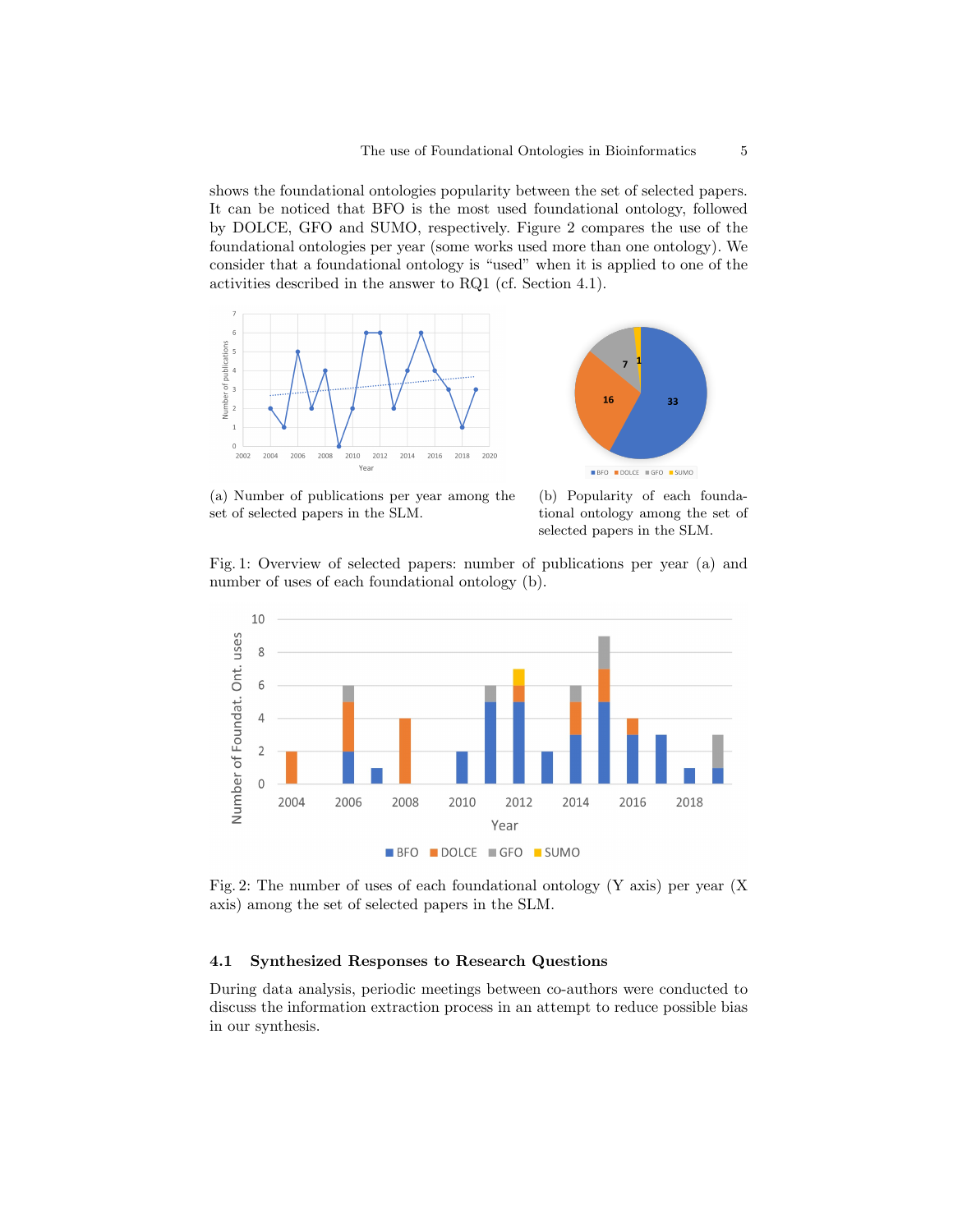shows the foundational ontologies popularity between the set of selected papers. It can be noticed that BFO is the most used foundational ontology, followed by DOLCE, GFO and SUMO, respectively. Figure 2 compares the use of the foundational ontologies per year (some works used more than one ontology). We consider that a foundational ontology is "used" when it is applied to one of the activities described in the answer to RQ1 (cf. Section 4.1).

(a) Number of publications per year among the set of selected papers in the SLM.

(b) Popularity of each foundational ontology among the set of selected papers in the SLM.

Fig. 1: Overview of selected papers: number of publications per year (a) and number of uses of each foundational ontology (b).

Fig. 2: The number of uses of each foundational ontology (Y axis) per year (X axis) among the set of selected papers in the SLM.

### 4.1 Synthesized Responses to Research Questions

During data analysis, periodic meetings between co-authors were conducted to discuss the information extraction process in an attempt to reduce possible bias in our synthesis.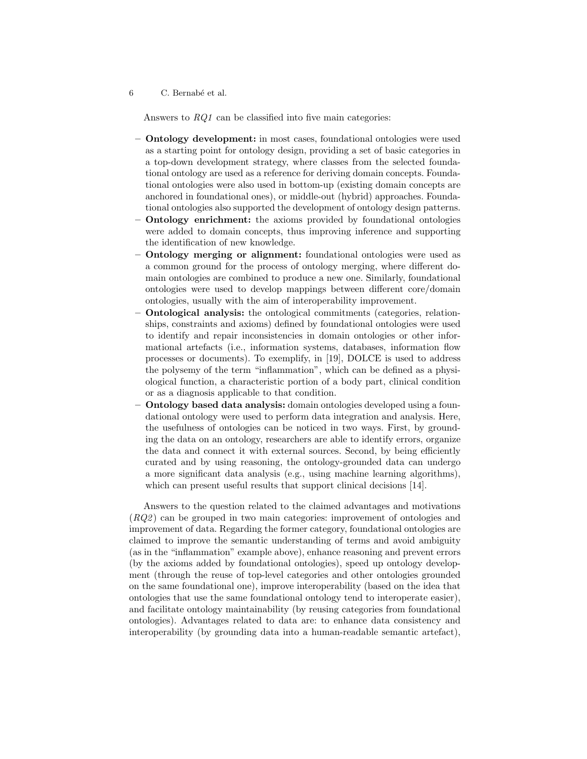Answers to *RQ1* can be classified into five main categories:

- **Ontology development:** in most cases, foundational ontologies were used as a starting point for ontology design, providing a set of basic categories in a top-down development strategy, where classes from the selected foundational ontology are used as a reference for deriving domain concepts. Foundational ontologies were also used in bottom-up (existing domain concepts are anchored in foundational ones), or middle-out (hybrid) approaches. Foundational ontologies also supported the development of ontology design patterns.
- **Ontology enrichment:** the axioms provided by foundational ontologies were added to domain concepts, thus improving inference and supporting the identification of new knowledge.
- **Ontology merging or alignment:** foundational ontologies were used as a common ground for the process of ontology merging, where different domain ontologies are combined to produce a new one. Similarly, foundational ontologies were used to develop mappings between different core/domain ontologies, usually with the aim of interoperability improvement.
- **Ontological analysis:** the ontological commitments (categories, relationships, constraints and axioms) defined by foundational ontologies were used to identify and repair inconsistencies in domain ontologies or other informational artefacts (i.e., information systems, databases, information flow processes or documents). To exemplify, in [19], DOLCE is used to address the polysemy of the term "inflammation", which can be defined as a physiological function, a characteristic portion of a body part, clinical condition or as a diagnosis applicable to that condition.
- **Ontology based data analysis:** domain ontologies developed using a foundational ontology were used to perform data integration and analysis. Here, the usefulness of ontologies can be noticed in two ways. First, by grounding the data on an ontology, researchers are able to identify errors, organize the data and connect it with external sources. Second, by being efficiently curated and by using reasoning, the ontology-grounded data can undergo a more significant data analysis (e.g., using machine learning algorithms), which can present useful results that support clinical decisions [14].

Answers to the question related to the claimed advantages and motivations (*RQ2*) can be grouped in two main categories: improvement of ontologies and improvement of data. Regarding the former category, foundational ontologies are claimed to improve the semantic understanding of terms and avoid ambiguity (as in the "inflammation" example above), enhance reasoning and prevent errors (by the axioms added by foundational ontologies), speed up ontology development (through the reuse of top-level categories and other ontologies grounded on the same foundational one), improve interoperability (based on the idea that ontologies that use the same foundational ontology tend to interoperate easier), and facilitate ontology maintainability (by reusing categories from foundational ontologies). Advantages related to data are: to enhance data consistency and interoperability (by grounding data into a human-readable semantic artefact),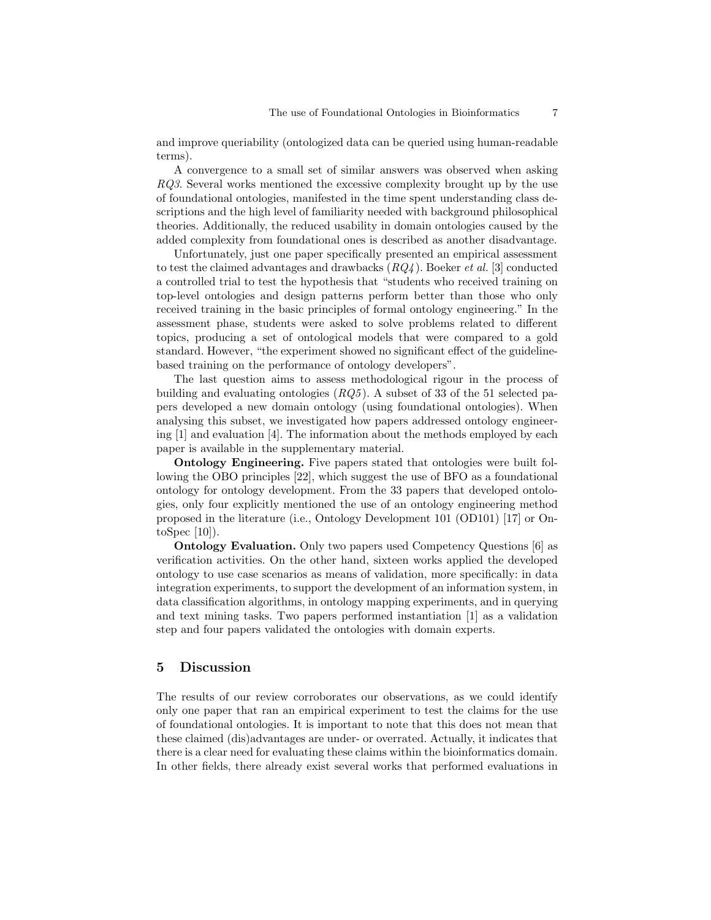and improve queriability (ontologized data can be queried using human-readable terms).

A convergence to a small set of similar answers was observed when asking *RQ3*. Several works mentioned the excessive complexity brought up by the use of foundational ontologies, manifested in the time spent understanding class descriptions and the high level of familiarity needed with background philosophical theories. Additionally, the reduced usability in domain ontologies caused by the added complexity from foundational ones is described as another disadvantage.

Unfortunately, just one paper specifically presented an empirical assessment to test the claimed advantages and drawbacks (*RQ4*). Boeker *et al.* [3] conducted a controlled trial to test the hypothesis that "students who received training on top-level ontologies and design patterns perform better than those who only received training in the basic principles of formal ontology engineering." In the assessment phase, students were asked to solve problems related to different topics, producing a set of ontological models that were compared to a gold standard. However, "the experiment showed no significant effect of the guideline-based training on the performance of ontology developers".

The last question aims to assess methodological rigour in the process of building and evaluating ontologies (*RQ5*). A subset of 33 of the 51 selected papers developed a new domain ontology (using foundational ontologies). When analysing this subset, we investigated how papers addressed ontology engineering [1] and evaluation [4]. The information about the methods employed by each paper is available in the supplementary material.

**Ontology Engineering.** Five papers stated that ontologies were built following the OBO principles [22], which suggest the use of BFO as a foundational ontology for ontology development. From the 33 papers that developed ontologies, only four explicitly mentioned the use of an ontology engineering method proposed in the literature (i.e., Ontology Development 101 (OD101) [17] or OntoSpec [10]).

**Ontology Evaluation.** Only two papers used Competency Questions [6] as verification activities. On the other hand, sixteen works applied the developed ontology to use case scenarios as means of validation, more specifically: in data integration experiments, to support the development of an information system, in data classification algorithms, in ontology mapping experiments, and in querying and text mining tasks. Two papers performed instantiation [1] as a validation step and four papers validated the ontologies with domain experts.

## 5 Discussion

The results of our review corroborates our observations, as we could identify only one paper that ran an empirical experiment to test the claims for the use of foundational ontologies. It is important to note that this does not mean that these claimed (dis)advantages are under- or overrated. Actually, it indicates that there is a clear need for evaluating these claims within the bioinformatics domain. In other fields, there already exist several works that performed evaluations in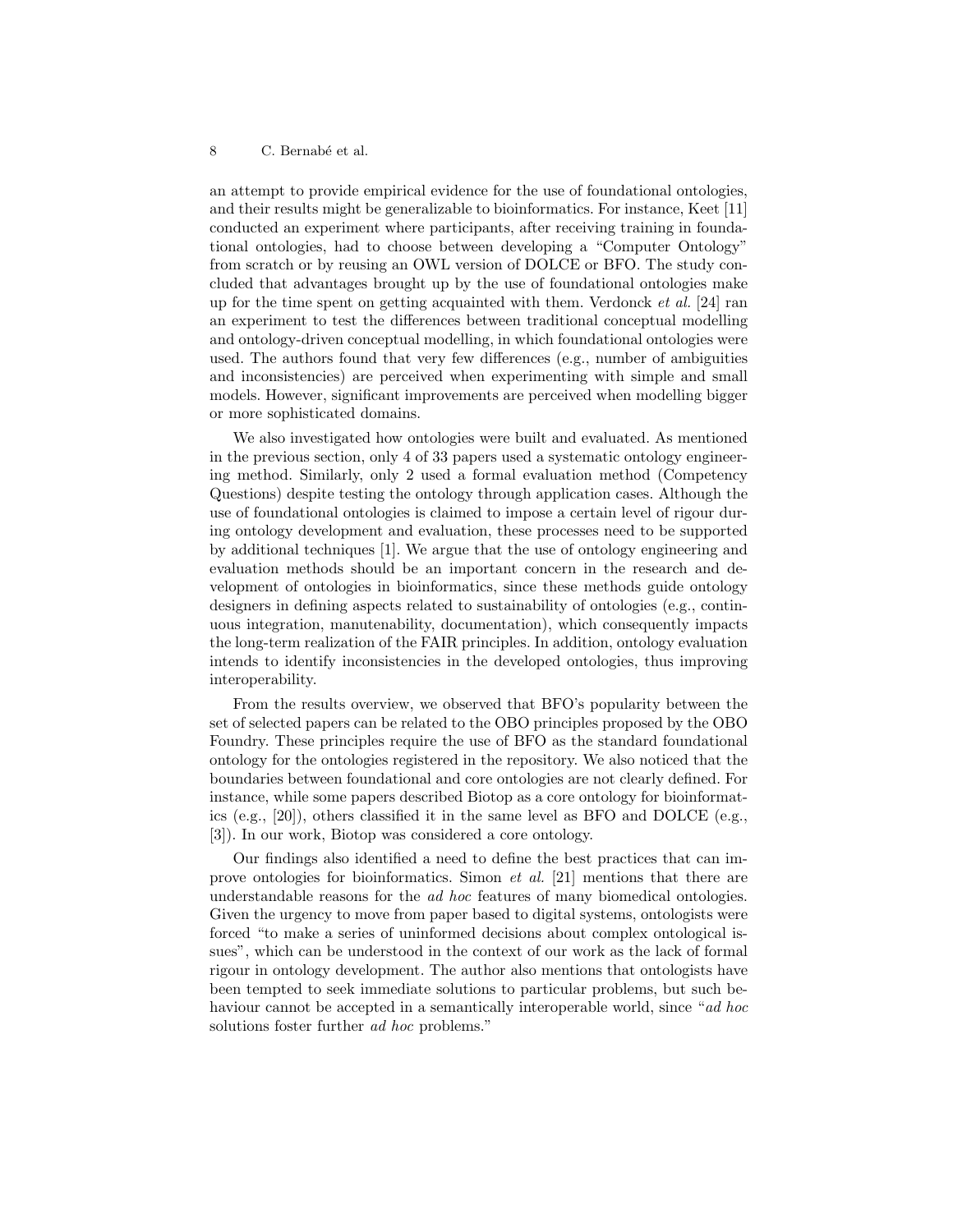an attempt to provide empirical evidence for the use of foundational ontologies, and their results might be generalizable to bioinformatics. For instance, Keet [11] conducted an experiment where participants, after receiving training in foundational ontologies, had to choose between developing a "Computer Ontology" from scratch or by reusing an OWL version of DOLCE or BFO. The study concluded that advantages brought up by the use of foundational ontologies make up for the time spent on getting acquainted with them. Verdonck *et al.* [24] ran an experiment to test the differences between traditional conceptual modelling and ontology-driven conceptual modelling, in which foundational ontologies were used. The authors found that very few differences (e.g., number of ambiguities and inconsistencies) are perceived when experimenting with simple and small models. However, significant improvements are perceived when modelling bigger or more sophisticated domains.

We also investigated how ontologies were built and evaluated. As mentioned in the previous section, only 4 of 33 papers used a systematic ontology engineering method. Similarly, only 2 used a formal evaluation method (Competency Questions) despite testing the ontology through application cases. Although the use of foundational ontologies is claimed to impose a certain level of rigour during ontology development and evaluation, these processes need to be supported by additional techniques [1]. We argue that the use of ontology engineering and evaluation methods should be an important concern in the research and development of ontologies in bioinformatics, since these methods guide ontology designers in defining aspects related to sustainability of ontologies (e.g., continuous integration, manutenability, documentation), which consequently impacts the long-term realization of the FAIR principles. In addition, ontology evaluation intends to identify inconsistencies in the developed ontologies, thus improving interoperability.

From the results overview, we observed that BFO's popularity between the set of selected papers can be related to the OBO principles proposed by the OBO Foundry. These principles require the use of BFO as the standard foundational ontology for the ontologies registered in the repository. We also noticed that the boundaries between foundational and core ontologies are not clearly defined. For instance, while some papers described Biotop as a core ontology for bioinformatics (e.g., [20]), others classified it in the same level as BFO and DOLCE (e.g., [3]). In our work, Biotop was considered a core ontology.

Our findings also identified a need to define the best practices that can improve ontologies for bioinformatics. Simon *et al.* [21] mentions that there are understandable reasons for the *ad hoc* features of many biomedical ontologies. Given the urgency to move from paper based to digital systems, ontologists were forced "to make a series of uninformed decisions about complex ontological issues", which can be understood in the context of our work as the lack of formal rigour in ontology development. The author also mentions that ontologists have been tempted to seek immediate solutions to particular problems, but such behaviour cannot be accepted in a semantically interoperable world, since "*ad hoc* solutions foster further *ad hoc* problems."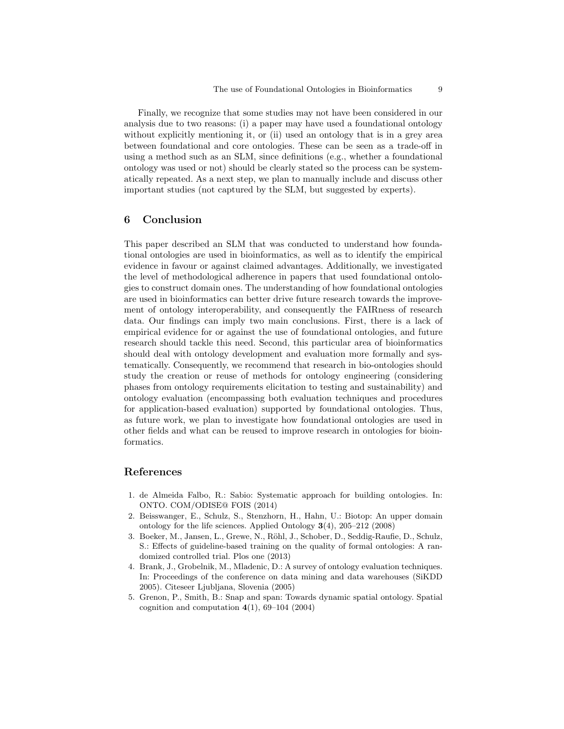Finally, we recognize that some studies may not have been considered in our analysis due to two reasons: (i) a paper may have used a foundational ontology without explicitly mentioning it, or (ii) used an ontology that is in a grey area between foundational and core ontologies. These can be seen as a trade-off in using a method such as an SLM, since definitions (e.g., whether a foundational ontology was used or not) should be clearly stated so the process can be systematically repeated. As a next step, we plan to manually include and discuss other important studies (not captured by the SLM, but suggested by experts).

## 6 Conclusion

This paper described an SLM that was conducted to understand how foundational ontologies are used in bioinformatics, as well as to identify the empirical evidence in favour or against claimed advantages. Additionally, we investigated the level of methodological adherence in papers that used foundational ontologies to construct domain ones. The understanding of how foundational ontologies are used in bioinformatics can better drive future research towards the improvement of ontology interoperability, and consequently the FAIRness of research data. Our findings can imply two main conclusions. First, there is a lack of empirical evidence for or against the use of foundational ontologies, and future research should tackle this need. Second, this particular area of bioinformatics should deal with ontology development and evaluation more formally and systematically. Consequently, we recommend that research in bio-ontologies should study the creation or reuse of methods for ontology engineering (considering phases from ontology requirements elicitation to testing and sustainability) and ontology evaluation (encompassing both evaluation techniques and procedures for application-based evaluation) supported by foundational ontologies. Thus, as future work, we plan to investigate how foundational ontologies are used in other fields and what can be reused to improve research in ontologies for bioinformatics.

## References

1. de Almeida Falbo, R.: Sabio: Systematic approach for building ontologies. In: ONTO. COM/ODISE@ FOIS (2014)
2. Beisswanger, E., Schulz, S., Stenzhorn, H., Hahn, U.: Biotop: An upper domain ontology for the life sciences. Applied Ontology **3**(4), 205–212 (2008)
3. Boeker, M., Jansen, L., Grewe, N., Röhl, J., Schober, D., Seddig-Raufie, D., Schulz, S.: Effects of guideline-based training on the quality of formal ontologies: A randomized controlled trial. Plos one (2013)
4. Brank, J., Grobelnik, M., Mladenic, D.: A survey of ontology evaluation techniques. In: Proceedings of the conference on data mining and data warehouses (SiKDD 2005). Citeseer Ljubljana, Slovenia (2005)
5. Grenon, P., Smith, B.: Snap and span: Towards dynamic spatial ontology. Spatial cognition and computation **4**(1), 69–104 (2004)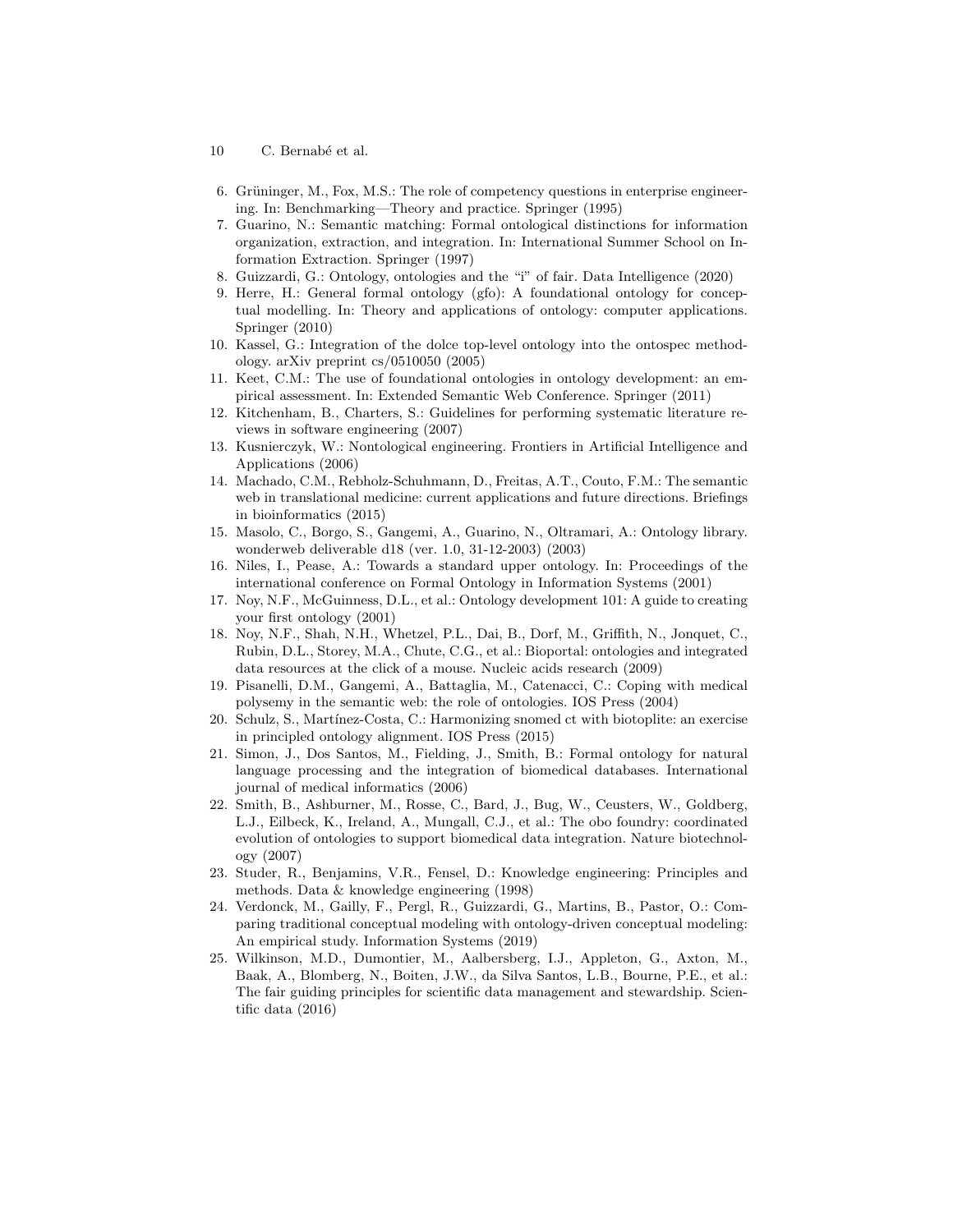6. Grüninger, M., Fox, M.S.: The role of competency questions in enterprise engineering. In: Benchmarking—Theory and practice. Springer (1995)
7. Guarino, N.: Semantic matching: Formal ontological distinctions for information organization, extraction, and integration. In: International Summer School on Information Extraction. Springer (1997)
8. Guizzardi, G.: Ontology, ontologies and the "i" of fair. Data Intelligence (2020)
9. Herre, H.: General formal ontology (gfo): A foundational ontology for conceptual modelling. In: Theory and applications of ontology: computer applications. Springer (2010)
10. Kassel, G.: Integration of the dolce top-level ontology into the ontospec methodology. arXiv preprint cs/0510050 (2005)
11. Keet, C.M.: The use of foundational ontologies in ontology development: an empirical assessment. In: Extended Semantic Web Conference. Springer (2011)
12. Kitchenham, B., Charters, S.: Guidelines for performing systematic literature reviews in software engineering (2007)
13. Kusnierczyk, W.: Nontological engineering. Frontiers in Artificial Intelligence and Applications (2006)
14. Machado, C.M., Rebholz-Schuhmann, D., Freitas, A.T., Couto, F.M.: The semantic web in translational medicine: current applications and future directions. Briefings in bioinformatics (2015)
15. Masolo, C., Borgo, S., Gangemi, A., Guarino, N., Oltramari, A.: Ontology library. wonderweb deliverable d18 (ver. 1.0, 31-12-2003) (2003)
16. Niles, I., Pease, A.: Towards a standard upper ontology. In: Proceedings of the international conference on Formal Ontology in Information Systems (2001)
17. Noy, N.F., McGuinness, D.L., et al.: Ontology development 101: A guide to creating your first ontology (2001)
18. Noy, N.F., Shah, N.H., Whetzel, P.L., Dai, B., Dorf, M., Griffith, N., Jonquet, C., Rubin, D.L., Storey, M.A., Chute, C.G., et al.: Bioportal: ontologies and integrated data resources at the click of a mouse. Nucleic acids research (2009)
19. Pisanelli, D.M., Gangemi, A., Battaglia, M., Catenacci, C.: Coping with medical polysemy in the semantic web: the role of ontologies. IOS Press (2004)
20. Schulz, S., Martínez-Costa, C.: Harmonizing snomed ct with biotoplite: an exercise in principled ontology alignment. IOS Press (2015)
21. Simon, J., Dos Santos, M., Fielding, J., Smith, B.: Formal ontology for natural language processing and the integration of biomedical databases. International journal of medical informatics (2006)
22. Smith, B., Ashburner, M., Rosse, C., Bard, J., Bug, W., Ceusters, W., Goldberg, L.J., Eilbeck, K., Ireland, A., Mungall, C.J., et al.: The obo foundry: coordinated evolution of ontologies to support biomedical data integration. Nature biotechnology (2007)
23. Studer, R., Benjamins, V.R., Fensel, D.: Knowledge engineering: Principles and methods. Data & knowledge engineering (1998)
24. Verdonck, M., Gailly, F., Pergl, R., Guizzardi, G., Martins, B., Pastor, O.: Comparing traditional conceptual modeling with ontology-driven conceptual modeling: An empirical study. Information Systems (2019)
25. Wilkinson, M.D., Dumontier, M., Aalbersberg, I.J., Appleton, G., Axton, M., Baak, A., Blomberg, N., Boiten, J.W., da Silva Santos, L.B., Bourne, P.E., et al.: The fair guiding principles for scientific data management and stewardship. Scientific data (2016)